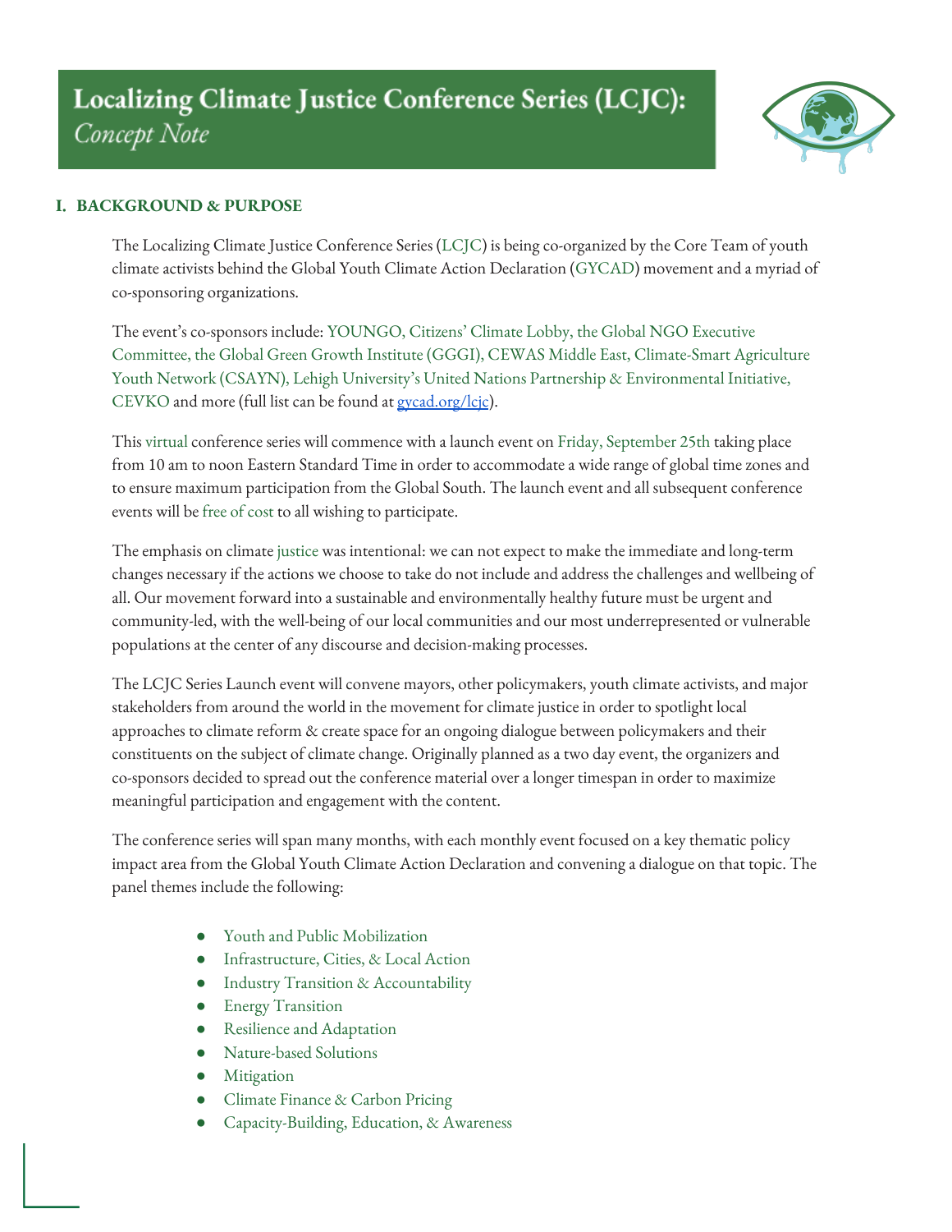# Localizing Climate Justice Conference Series (LCJC): *Concept Note*

## I. BACKGROUND & PURPOSE

The Localizing Climate Justice Conference Series (LCJC) is being co-organized by the Core Team of youth climate activists behind the Global Youth Climate Action Declaration (GYCAD) movement and a myriad of co-sponsoring organizations.

The event's co-sponsors include: YOUNGO, Citizens' Climate Lobby, the Global NGO Executive Committee, the Global Green Growth Institute (GGGI), CEWAS Middle East, Climate-Smart Agriculture Youth Network (CSAYN), Lehigh University's United Nations Partnership & Environmental Initiative, CEVKO and more (full list can be found at [gycad.org/lcjc](gycad.org/lcjc)).

This virtual conference series will commence with a launch event on Friday, September 25th taking place from 10 am to noon Eastern Standard Time in order to accommodate a wide range of global time zones and to ensure maximum participation from the Global South. The launch event and all subsequent conference events will be free of cost to all wishing to participate.

The emphasis on climate justice was intentional: we can not expect to make the immediate and long-term changes necessary if the actions we choose to take do not include and address the challenges and wellbeing of all. Our movement forward into a sustainable and environmentally healthy future must be urgent and community-led, with the well-being of our local communities and our most underrepresented or vulnerable populations at the center of any discourse and decision-making processes.

The LCJC Series Launch event will convene mayors, other policymakers, youth climate activists, and major stakeholders from around the world in the movement for climate justice in order to spotlight local approaches to climate reform & create space for an ongoing dialogue between policymakers and their constituents on the subject of climate change. Originally planned as a two day event, the organizers and co-sponsors decided to spread out the conference material over a longer timespan in order to maximize meaningful participation and engagement with the content.

The conference series will span many months, with each monthly event focused on a key thematic policy impact area from the Global Youth Climate Action Declaration and convening a dialogue on that topic. The panel themes include the following:

- Youth and Public Mobilization
- Infrastructure, Cities, & Local Action
- Industry Transition & Accountability
- Energy Transition
- Resilience and Adaptation
- Nature-based Solutions
- Mitigation
- Climate Finance & Carbon Pricing
- Capacity-Building, Education, & Awareness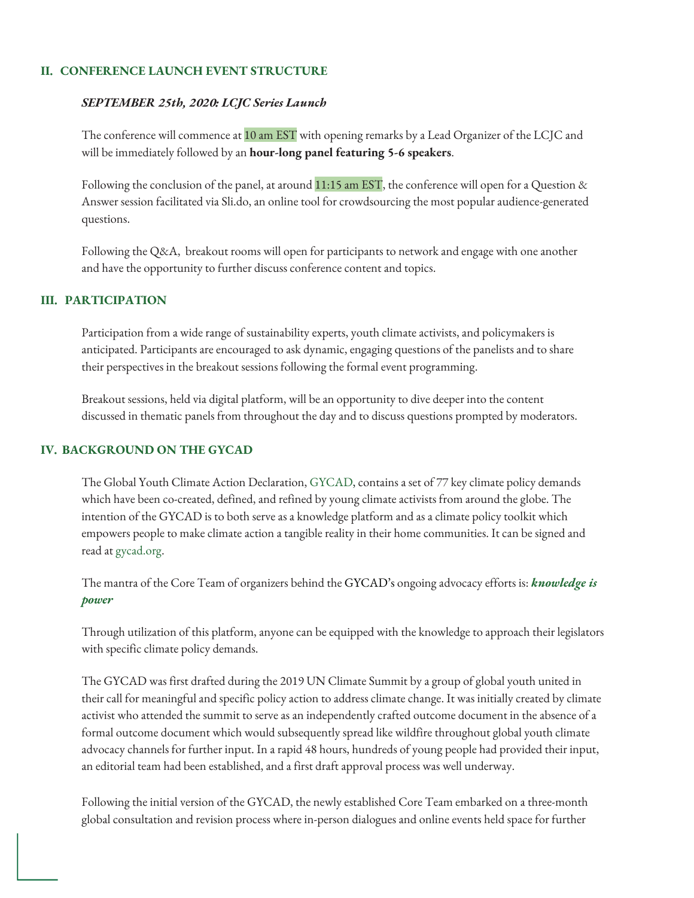## II. CONFERENCE LAUNCH EVENT STRUCTURE

***SEPTEMBER 25th, 2020: LCJC Series Launch***

The conference will commence at 10 am EST with opening remarks by a Lead Organizer of the LCJC and will be immediately followed by an **hour-long panel featuring 5-6 speakers**.

Following the conclusion of the panel, at around 11:15 am EST, the conference will open for a Question & Answer session facilitated via Sli.do, an online tool for crowdsourcing the most popular audience-generated questions.

Following the Q&A, breakout rooms will open for participants to network and engage with one another and have the opportunity to further discuss conference content and topics.

## III. PARTICIPATION

Participation from a wide range of sustainability experts, youth climate activists, and policymakers is anticipated. Participants are encouraged to ask dynamic, engaging questions of the panelists and to share their perspectives in the breakout sessions following the formal event programming.

Breakout sessions, held via digital platform, will be an opportunity to dive deeper into the content discussed in thematic panels from throughout the day and to discuss questions prompted by moderators.

## IV. BACKGROUND ON THE GYCAD

The Global Youth Climate Action Declaration, GYCAD, contains a set of 77 key climate policy demands which have been co-created, defined, and refined by young climate activists from around the globe. The intention of the GYCAD is to both serve as a knowledge platform and as a climate policy toolkit which empowers people to make climate action a tangible reality in their home communities. It can be signed and read at gycad.org.

The mantra of the Core Team of organizers behind the GYCAD's ongoing advocacy efforts is: ***knowledge is power***

Through utilization of this platform, anyone can be equipped with the knowledge to approach their legislators with specific climate policy demands.

The GYCAD was first drafted during the 2019 UN Climate Summit by a group of global youth united in their call for meaningful and specific policy action to address climate change. It was initially created by climate activist who attended the summit to serve as an independently crafted outcome document in the absence of a formal outcome document which would subsequently spread like wildfire throughout global youth climate advocacy channels for further input. In a rapid 48 hours, hundreds of young people had provided their input, an editorial team had been established, and a first draft approval process was well underway.

Following the initial version of the GYCAD, the newly established Core Team embarked on a three-month global consultation and revision process where in-person dialogues and online events held space for further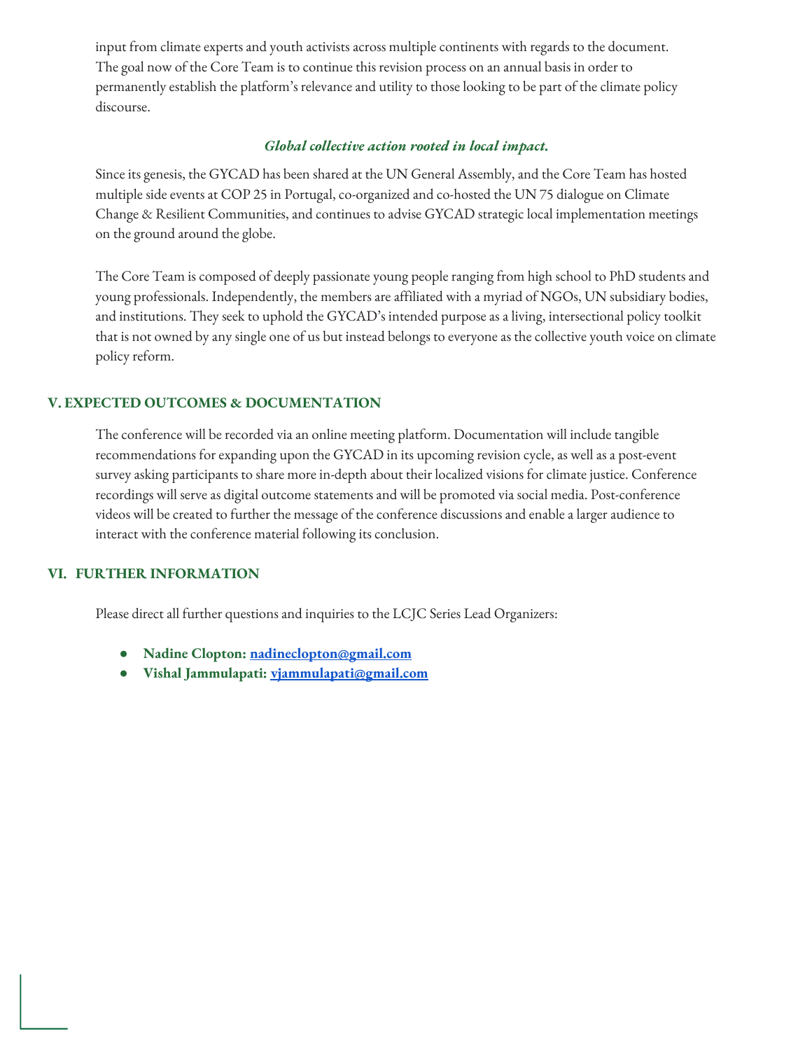input from climate experts and youth activists across multiple continents with regards to the document. The goal now of the Core Team is to continue this revision process on an annual basis in order to permanently establish the platform's relevance and utility to those looking to be part of the climate policy discourse.

***Global collective action rooted in local impact.***

Since its genesis, the GYCAD has been shared at the UN General Assembly, and the Core Team has hosted multiple side events at COP 25 in Portugal, co-organized and co-hosted the UN 75 dialogue on Climate Change & Resilient Communities, and continues to advise GYCAD strategic local implementation meetings on the ground around the globe.

The Core Team is composed of deeply passionate young people ranging from high school to PhD students and young professionals. Independently, the members are affiliated with a myriad of NGOs, UN subsidiary bodies, and institutions. They seek to uphold the GYCAD's intended purpose as a living, intersectional policy toolkit that is not owned by any single one of us but instead belongs to everyone as the collective youth voice on climate policy reform.

## V. EXPECTED OUTCOMES & DOCUMENTATION

The conference will be recorded via an online meeting platform. Documentation will include tangible recommendations for expanding upon the GYCAD in its upcoming revision cycle, as well as a post-event survey asking participants to share more in-depth about their localized visions for climate justice. Conference recordings will serve as digital outcome statements and will be promoted via social media. Post-conference videos will be created to further the message of the conference discussions and enable a larger audience to interact with the conference material following its conclusion.

## VI. FURTHER INFORMATION

Please direct all further questions and inquiries to the LCJC Series Lead Organizers:

- **Nadine Clopton: nadineclopton@gmail.com**
- **Vishal Jammulapati: vjammulapati@gmail.com**